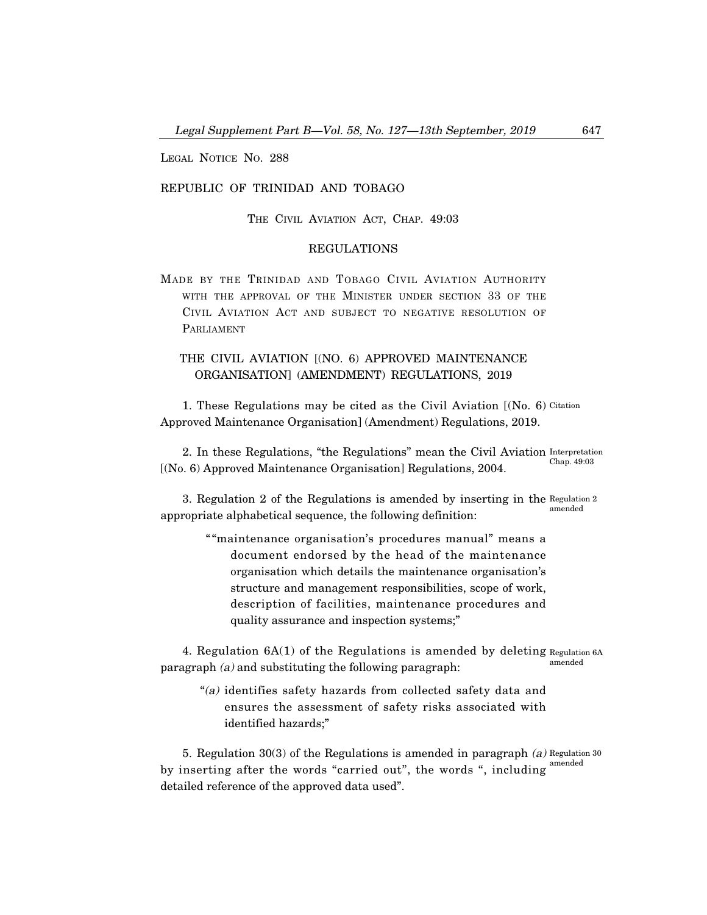LEGAL NOTICE NO. 288

REPUBLIC OF TRINIDAD AND TOBAGO

THE CIVIL AVIATION ACT, CHAP. 49:03

REGULATIONS

MADE BY THE TRINIDAD AND TOBAGO CIVIL AVIATION AUTHORITY WITH THE APPROVAL OF THE MINISTER UNDER SECTION 33 OF THE CIVIL AVIATION ACT AND SUBJECT TO NEGATIVE RESOLUTION OF PARLIAMENT

## THE CIVIL AVIATION [(NO. 6) APPROVED MAINTENANCE ORGANISATION] (AMENDMENT) REGULATIONS, 2019

Citation

1. These Regulations may be cited as the Civil Aviation [(No. 6) Approved Maintenance Organisation] (Amendment) Regulations, 2019.

Interpretation
Chap. 49:03

2. In these Regulations, "the Regulations" mean the Civil Aviation [(No. 6) Approved Maintenance Organisation] Regulations, 2004.

Regulation 2 amended

3. Regulation 2 of the Regulations is amended by inserting in the appropriate alphabetical sequence, the following definition:

> ""maintenance organisation's procedures manual" means a document endorsed by the head of the maintenance organisation which details the maintenance organisation's structure and management responsibilities, scope of work, description of facilities, maintenance procedures and quality assurance and inspection systems;"

Regulation 6A amended

4. Regulation 6A(1) of the Regulations is amended by deleting paragraph *(a)* and substituting the following paragraph:

> "*(a)* identifies safety hazards from collected safety data and ensures the assessment of safety risks associated with identified hazards;"

Regulation 30 amended

5. Regulation 30(3) of the Regulations is amended in paragraph *(a)* by inserting after the words "carried out", the words ", including detailed reference of the approved data used".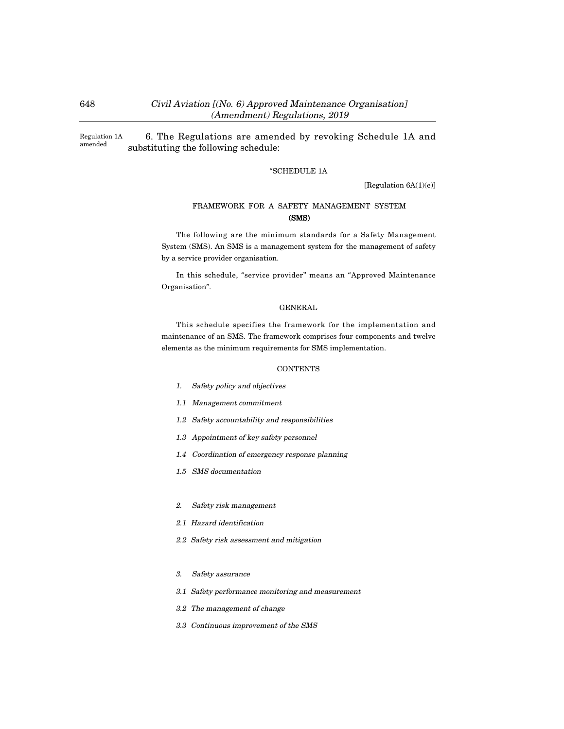Regulation 1A amended

6. The Regulations are amended by revoking Schedule 1A and substituting the following schedule:

"SCHEDULE 1A

[Regulation 6A(1)(e)]

## FRAMEWORK FOR A SAFETY MANAGEMENT SYSTEM (SMS)

The following are the minimum standards for a Safety Management System (SMS). An SMS is a management system for the management of safety by a service provider organisation.

In this schedule, "service provider" means an "Approved Maintenance Organisation".

### GENERAL

This schedule specifies the framework for the implementation and maintenance of an SMS. The framework comprises four components and twelve elements as the minimum requirements for SMS implementation.

### CONTENTS

*1. Safety policy and objectives*

*1.1 Management commitment*

*1.2 Safety accountability and responsibilities*

*1.3 Appointment of key safety personnel*

*1.4 Coordination of emergency response planning*

*1.5 SMS documentation*

*2. Safety risk management*

*2.1 Hazard identification*

*2.2 Safety risk assessment and mitigation*

*3. Safety assurance*

*3.1 Safety performance monitoring and measurement*

*3.2 The management of change*

*3.3 Continuous improvement of the SMS*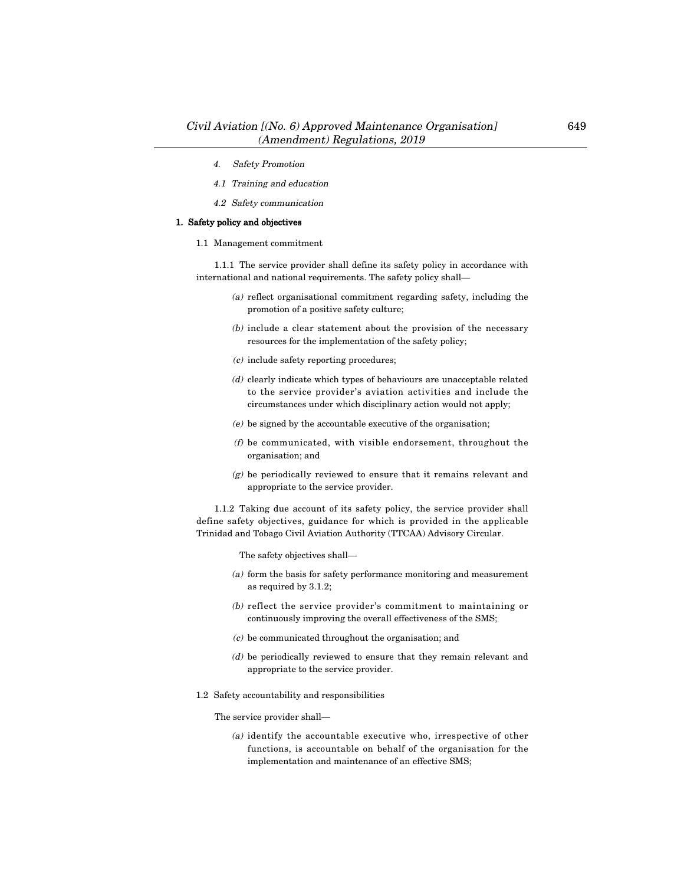4. *Safety Promotion*

4.1 *Training and education*

4.2 *Safety communication*

**1. Safety policy and objectives**

1.1 Management commitment

1.1.1 The service provider shall define its safety policy in accordance with international and national requirements. The safety policy shall—

*(a)* reflect organisational commitment regarding safety, including the promotion of a positive safety culture;

*(b)* include a clear statement about the provision of the necessary resources for the implementation of the safety policy;

*(c)* include safety reporting procedures;

*(d)* clearly indicate which types of behaviours are unacceptable related to the service provider's aviation activities and include the circumstances under which disciplinary action would not apply;

*(e)* be signed by the accountable executive of the organisation;

*(f)* be communicated, with visible endorsement, throughout the organisation; and

*(g)* be periodically reviewed to ensure that it remains relevant and appropriate to the service provider.

1.1.2 Taking due account of its safety policy, the service provider shall define safety objectives, guidance for which is provided in the applicable Trinidad and Tobago Civil Aviation Authority (TTCAA) Advisory Circular.

The safety objectives shall—

*(a)* form the basis for safety performance monitoring and measurement as required by 3.1.2;

*(b)* reflect the service provider's commitment to maintaining or continuously improving the overall effectiveness of the SMS;

*(c)* be communicated throughout the organisation; and

*(d)* be periodically reviewed to ensure that they remain relevant and appropriate to the service provider.

1.2 Safety accountability and responsibilities

The service provider shall—

*(a)* identify the accountable executive who, irrespective of other functions, is accountable on behalf of the organisation for the implementation and maintenance of an effective SMS;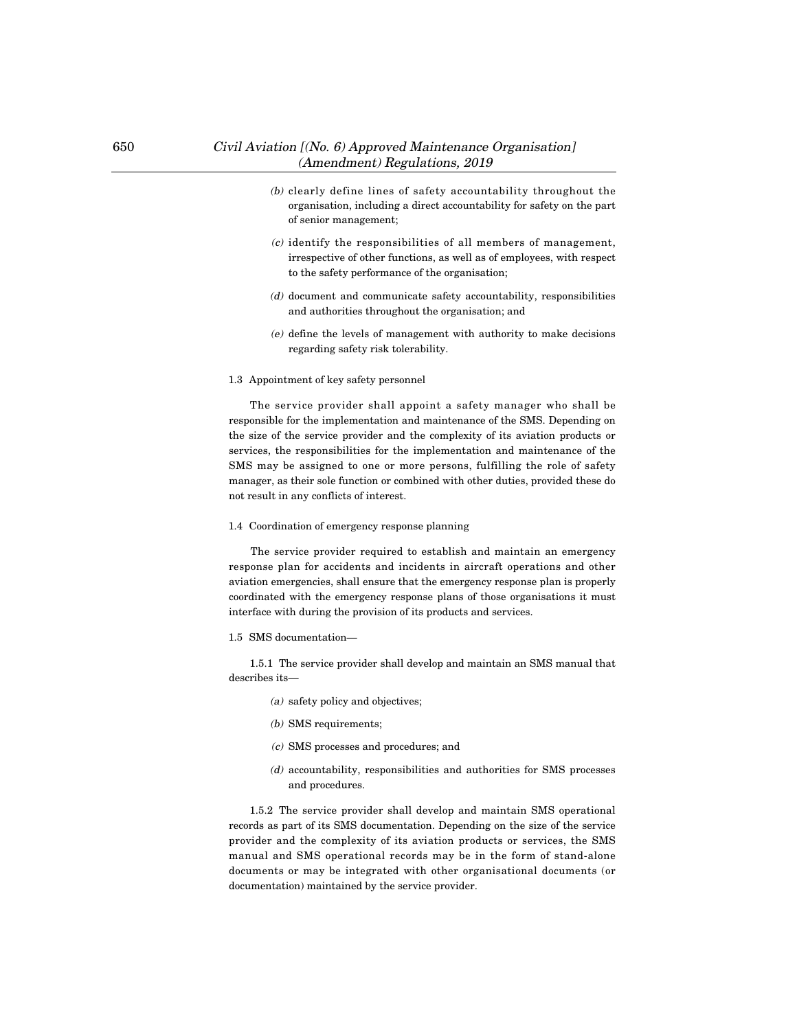*(b)* clearly define lines of safety accountability throughout the organisation, including a direct accountability for safety on the part of senior management;

*(c)* identify the responsibilities of all members of management, irrespective of other functions, as well as of employees, with respect to the safety performance of the organisation;

*(d)* document and communicate safety accountability, responsibilities and authorities throughout the organisation; and

*(e)* define the levels of management with authority to make decisions regarding safety risk tolerability.

1.3 Appointment of key safety personnel

The service provider shall appoint a safety manager who shall be responsible for the implementation and maintenance of the SMS. Depending on the size of the service provider and the complexity of its aviation products or services, the responsibilities for the implementation and maintenance of the SMS may be assigned to one or more persons, fulfilling the role of safety manager, as their sole function or combined with other duties, provided these do not result in any conflicts of interest.

1.4 Coordination of emergency response planning

The service provider required to establish and maintain an emergency response plan for accidents and incidents in aircraft operations and other aviation emergencies, shall ensure that the emergency response plan is properly coordinated with the emergency response plans of those organisations it must interface with during the provision of its products and services.

1.5 SMS documentation—

1.5.1 The service provider shall develop and maintain an SMS manual that describes its—

*(a)* safety policy and objectives;

*(b)* SMS requirements;

*(c)* SMS processes and procedures; and

*(d)* accountability, responsibilities and authorities for SMS processes and procedures.

1.5.2 The service provider shall develop and maintain SMS operational records as part of its SMS documentation. Depending on the size of the service provider and the complexity of its aviation products or services, the SMS manual and SMS operational records may be in the form of stand-alone documents or may be integrated with other organisational documents (or documentation) maintained by the service provider.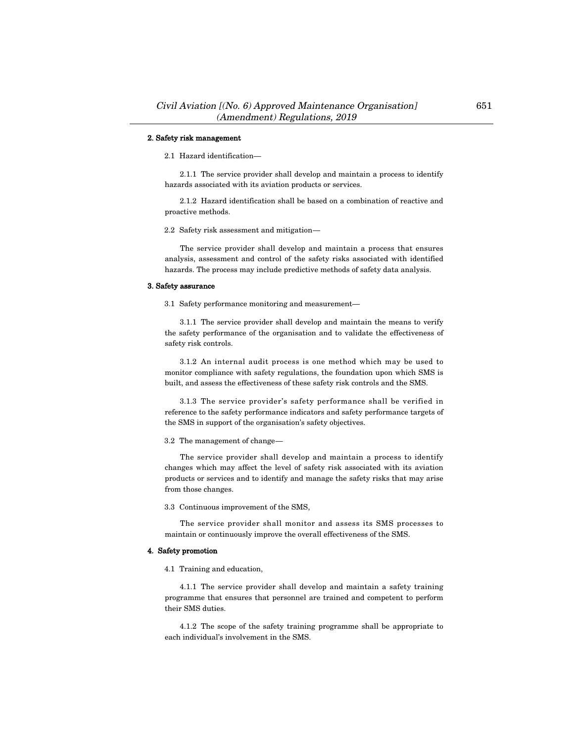**2. Safety risk management**

2.1 Hazard identification—

2.1.1 The service provider shall develop and maintain a process to identify hazards associated with its aviation products or services.

2.1.2 Hazard identification shall be based on a combination of reactive and proactive methods.

2.2 Safety risk assessment and mitigation—

The service provider shall develop and maintain a process that ensures analysis, assessment and control of the safety risks associated with identified hazards. The process may include predictive methods of safety data analysis.

**3. Safety assurance**

3.1 Safety performance monitoring and measurement—

3.1.1 The service provider shall develop and maintain the means to verify the safety performance of the organisation and to validate the effectiveness of safety risk controls.

3.1.2 An internal audit process is one method which may be used to monitor compliance with safety regulations, the foundation upon which SMS is built, and assess the effectiveness of these safety risk controls and the SMS.

3.1.3 The service provider's safety performance shall be verified in reference to the safety performance indicators and safety performance targets of the SMS in support of the organisation's safety objectives.

3.2 The management of change—

The service provider shall develop and maintain a process to identify changes which may affect the level of safety risk associated with its aviation products or services and to identify and manage the safety risks that may arise from those changes.

3.3 Continuous improvement of the SMS,

The service provider shall monitor and assess its SMS processes to maintain or continuously improve the overall effectiveness of the SMS.

**4. Safety promotion**

4.1 Training and education,

4.1.1 The service provider shall develop and maintain a safety training programme that ensures that personnel are trained and competent to perform their SMS duties.

4.1.2 The scope of the safety training programme shall be appropriate to each individual's involvement in the SMS.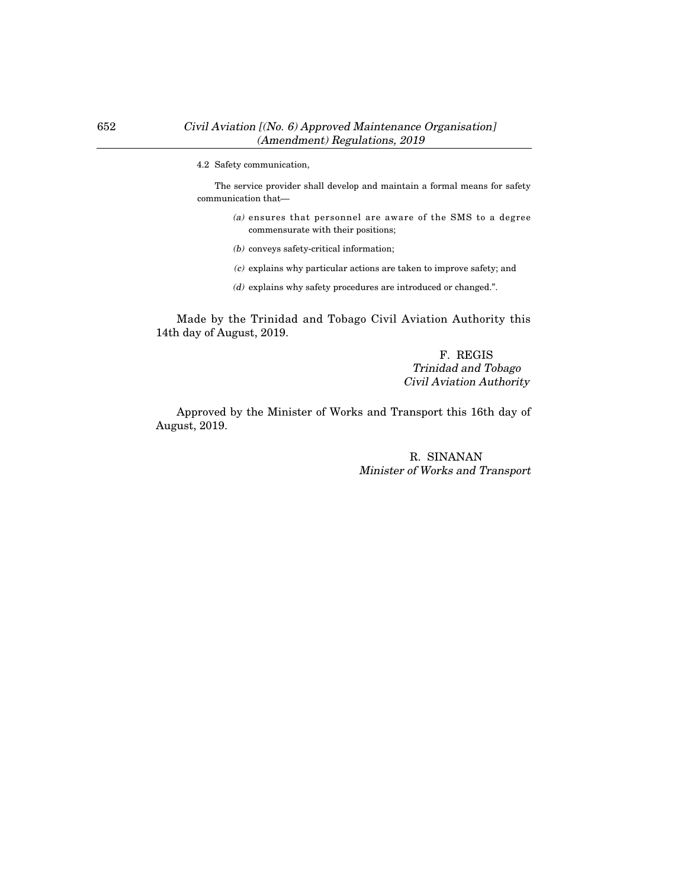4.2 Safety communication,

The service provider shall develop and maintain a formal means for safety communication that—

*(a)* ensures that personnel are aware of the SMS to a degree commensurate with their positions;

*(b)* conveys safety-critical information;

*(c)* explains why particular actions are taken to improve safety; and

*(d)* explains why safety procedures are introduced or changed.".

Made by the Trinidad and Tobago Civil Aviation Authority this 14th day of August, 2019.

F. REGIS
*Trinidad and Tobago Civil Aviation Authority*

Approved by the Minister of Works and Transport this 16th day of August, 2019.

R. SINANAN
*Minister of Works and Transport*